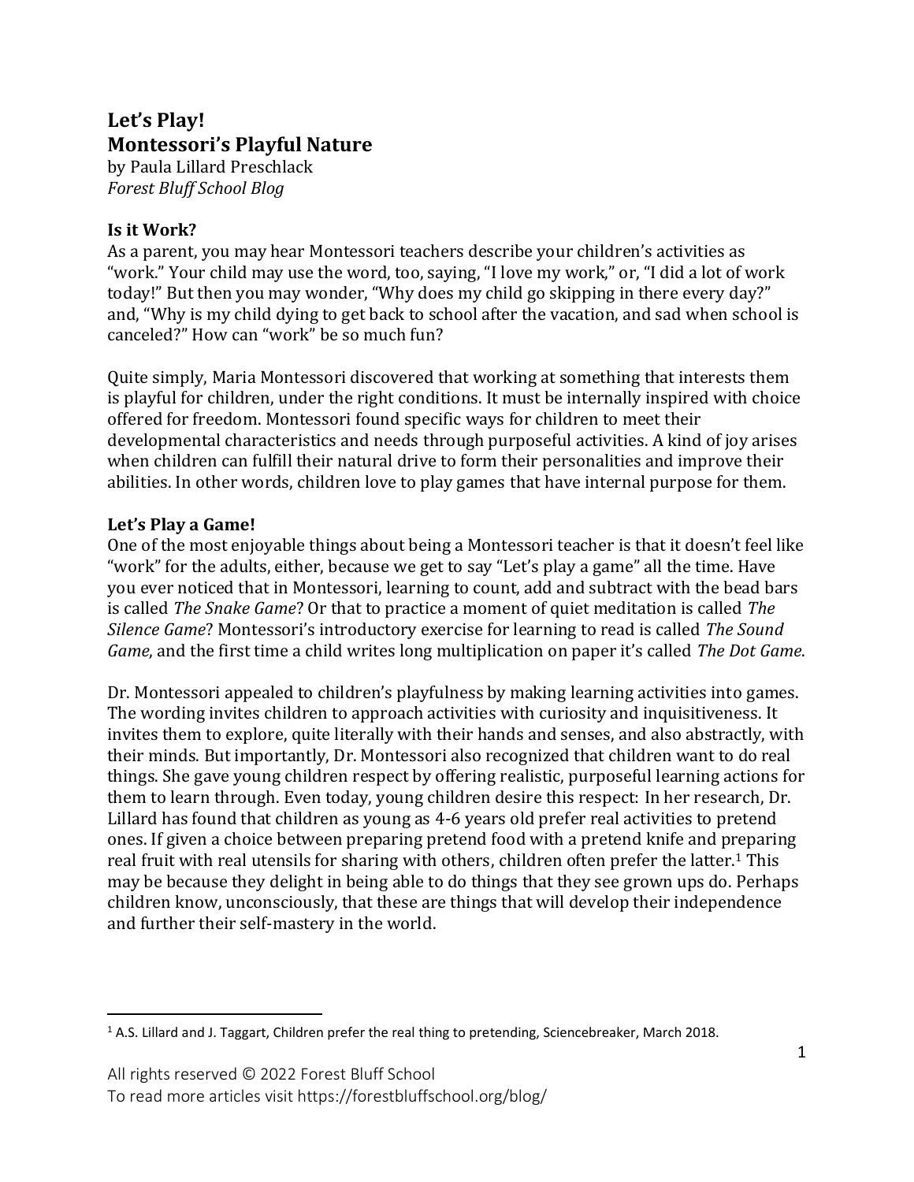# Let's Play!
# Montessori's Playful Nature

by Paula Lillard Preschlack
*Forest Bluff School Blog*

## Is it Work?

As a parent, you may hear Montessori teachers describe your children's activities as "work." Your child may use the word, too, saying, "I love my work," or, "I did a lot of work today!" But then you may wonder, "Why does my child go skipping in there every day?" and, "Why is my child dying to get back to school after the vacation, and sad when school is canceled?" How can "work" be so much fun?

Quite simply, Maria Montessori discovered that working at something that interests them is playful for children, under the right conditions. It must be internally inspired with choice offered for freedom. Montessori found specific ways for children to meet their developmental characteristics and needs through purposeful activities. A kind of joy arises when children can fulfill their natural drive to form their personalities and improve their abilities. In other words, children love to play games that have internal purpose for them.

## Let's Play a Game!

One of the most enjoyable things about being a Montessori teacher is that it doesn't feel like "work" for the adults, either, because we get to say "Let's play a game" all the time. Have you ever noticed that in Montessori, learning to count, add and subtract with the bead bars is called *The Snake Game*? Or that to practice a moment of quiet meditation is called *The Silence Game*? Montessori's introductory exercise for learning to read is called *The Sound Game*, and the first time a child writes long multiplication on paper it's called *The Dot Game*.

Dr. Montessori appealed to children's playfulness by making learning activities into games. The wording invites children to approach activities with curiosity and inquisitiveness. It invites them to explore, quite literally with their hands and senses, and also abstractly, with their minds. But importantly, Dr. Montessori also recognized that children want to do real things. She gave young children respect by offering realistic, purposeful learning actions for them to learn through. Even today, young children desire this respect: In her research, Dr. Lillard has found that children as young as 4-6 years old prefer real activities to pretend ones. If given a choice between preparing pretend food with a pretend knife and preparing real fruit with real utensils for sharing with others, children often prefer the latter.[1] This may be because they delight in being able to do things that they see grown ups do. Perhaps children know, unconsciously, that these are things that will develop their independence and further their self-mastery in the world.

---

[1] A.S. Lillard and J. Taggart, Children prefer the real thing to pretending, Sciencebreaker, March 2018.

All rights reserved © 2022 Forest Bluff School
To read more articles visit https://forestbluffschool.org/blog/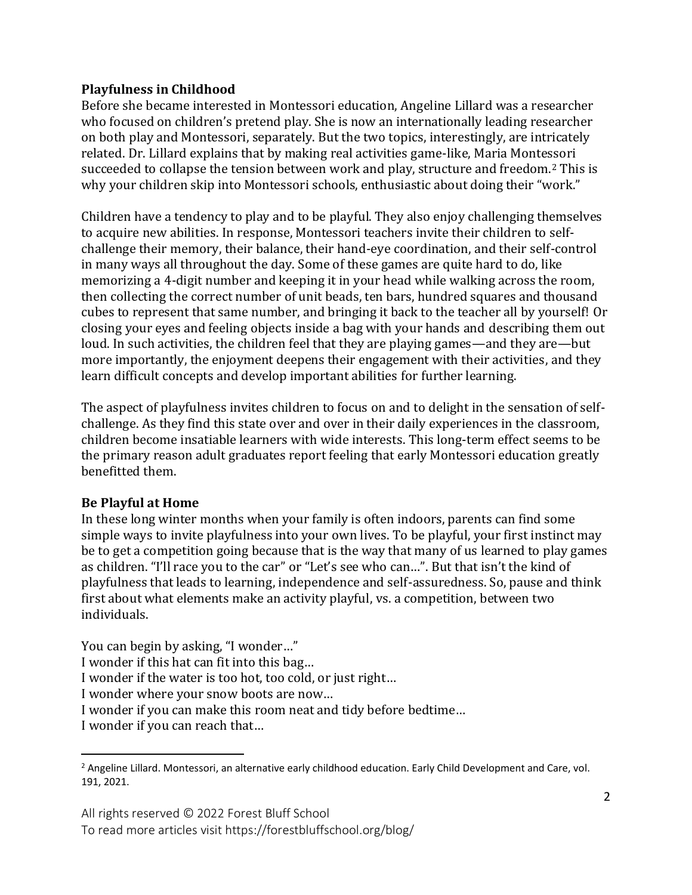**Playfulness in Childhood**

Before she became interested in Montessori education, Angeline Lillard was a researcher who focused on children's pretend play. She is now an internationally leading researcher on both play and Montessori, separately. But the two topics, interestingly, are intricately related. Dr. Lillard explains that by making real activities game-like, Maria Montessori succeeded to collapse the tension between work and play, structure and freedom.[2] This is why your children skip into Montessori schools, enthusiastic about doing their "work."

Children have a tendency to play and to be playful. They also enjoy challenging themselves to acquire new abilities. In response, Montessori teachers invite their children to self-challenge their memory, their balance, their hand-eye coordination, and their self-control in many ways all throughout the day. Some of these games are quite hard to do, like memorizing a 4-digit number and keeping it in your head while walking across the room, then collecting the correct number of unit beads, ten bars, hundred squares and thousand cubes to represent that same number, and bringing it back to the teacher all by yourself! Or closing your eyes and feeling objects inside a bag with your hands and describing them out loud. In such activities, the children feel that they are playing games—and they are—but more importantly, the enjoyment deepens their engagement with their activities, and they learn difficult concepts and develop important abilities for further learning.

The aspect of playfulness invites children to focus on and to delight in the sensation of self-challenge. As they find this state over and over in their daily experiences in the classroom, children become insatiable learners with wide interests. This long-term effect seems to be the primary reason adult graduates report feeling that early Montessori education greatly benefitted them.

**Be Playful at Home**

In these long winter months when your family is often indoors, parents can find some simple ways to invite playfulness into your own lives. To be playful, your first instinct may be to get a competition going because that is the way that many of us learned to play games as children. "I'll race you to the car" or "Let's see who can…". But that isn't the kind of playfulness that leads to learning, independence and self-assuredness. So, pause and think first about what elements make an activity playful, vs. a competition, between two individuals.

You can begin by asking, "I wonder…"
I wonder if this hat can fit into this bag…
I wonder if the water is too hot, too cold, or just right…
I wonder where your snow boots are now…
I wonder if you can make this room neat and tidy before bedtime…
I wonder if you can reach that…

---

[2] Angeline Lillard. Montessori, an alternative early childhood education. Early Child Development and Care, vol. 191, 2021.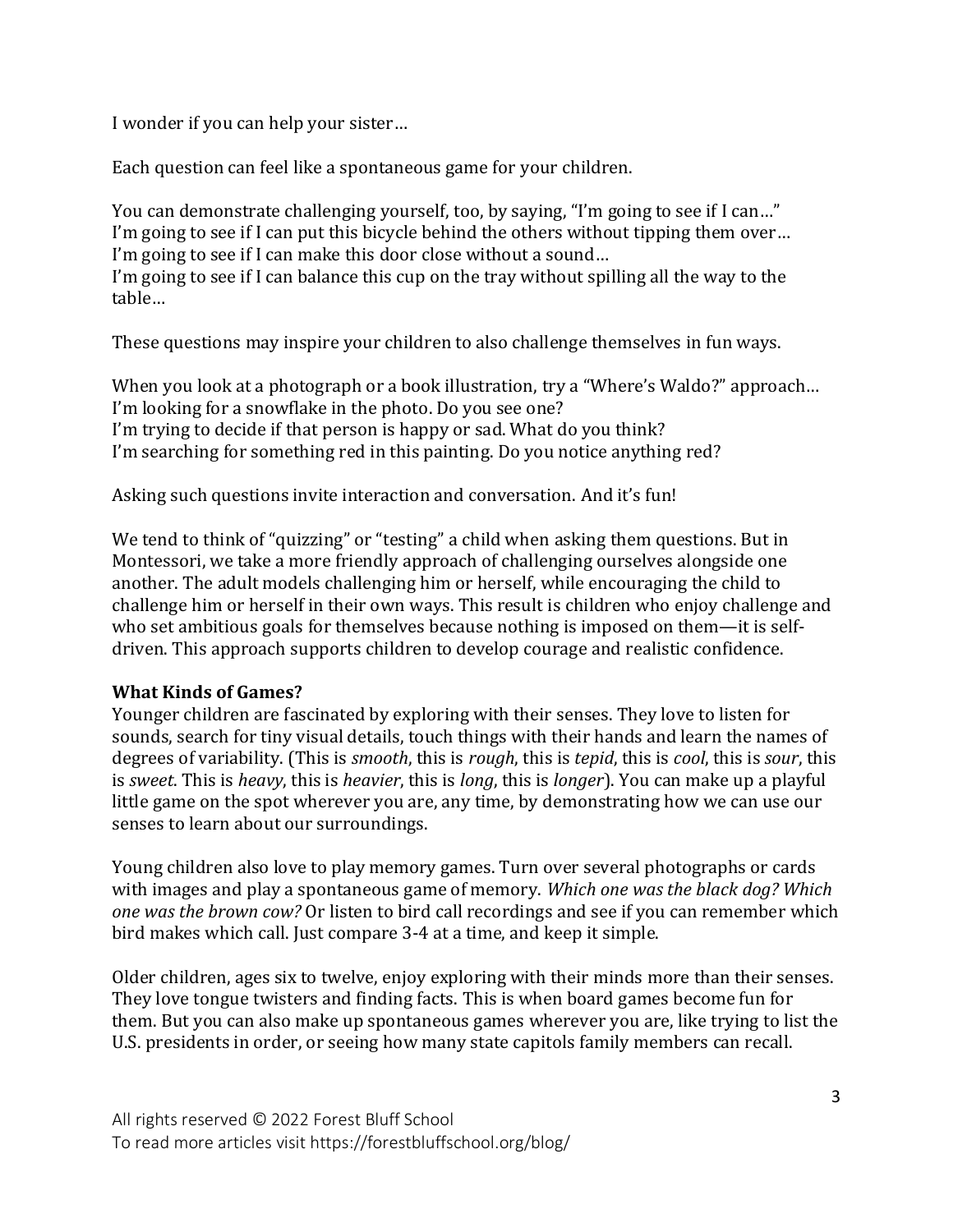I wonder if you can help your sister…

Each question can feel like a spontaneous game for your children.

You can demonstrate challenging yourself, too, by saying, "I'm going to see if I can…"
I'm going to see if I can put this bicycle behind the others without tipping them over…
I'm going to see if I can make this door close without a sound…
I'm going to see if I can balance this cup on the tray without spilling all the way to the table…

These questions may inspire your children to also challenge themselves in fun ways.

When you look at a photograph or a book illustration, try a "Where's Waldo?" approach…
I'm looking for a snowflake in the photo. Do you see one?
I'm trying to decide if that person is happy or sad. What do you think?
I'm searching for something red in this painting. Do you notice anything red?

Asking such questions invite interaction and conversation. And it's fun!

We tend to think of "quizzing" or "testing" a child when asking them questions. But in Montessori, we take a more friendly approach of challenging ourselves alongside one another. The adult models challenging him or herself, while encouraging the child to challenge him or herself in their own ways. This result is children who enjoy challenge and who set ambitious goals for themselves because nothing is imposed on them—it is self-driven. This approach supports children to develop courage and realistic confidence.

**What Kinds of Games?**

Younger children are fascinated by exploring with their senses. They love to listen for sounds, search for tiny visual details, touch things with their hands and learn the names of degrees of variability. (This is *smooth*, this is *rough*, this is *tepid*, this is *cool*, this is *sour*, this is *sweet*. This is *heavy*, this is *heavier*, this is *long*, this is *longer*). You can make up a playful little game on the spot wherever you are, any time, by demonstrating how we can use our senses to learn about our surroundings.

Young children also love to play memory games. Turn over several photographs or cards with images and play a spontaneous game of memory. *Which one was the black dog? Which one was the brown cow?* Or listen to bird call recordings and see if you can remember which bird makes which call. Just compare 3-4 at a time, and keep it simple.

Older children, ages six to twelve, enjoy exploring with their minds more than their senses. They love tongue twisters and finding facts. This is when board games become fun for them. But you can also make up spontaneous games wherever you are, like trying to list the U.S. presidents in order, or seeing how many state capitols family members can recall.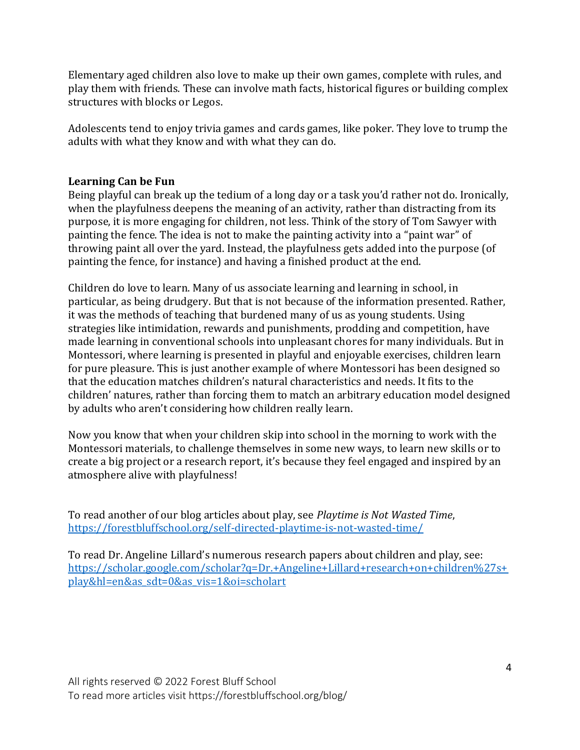Elementary aged children also love to make up their own games, complete with rules, and play them with friends. These can involve math facts, historical figures or building complex structures with blocks or Legos.

Adolescents tend to enjoy trivia games and cards games, like poker. They love to trump the adults with what they know and with what they can do.

**Learning Can be Fun**

Being playful can break up the tedium of a long day or a task you'd rather not do. Ironically, when the playfulness deepens the meaning of an activity, rather than distracting from its purpose, it is more engaging for children, not less. Think of the story of Tom Sawyer with painting the fence. The idea is not to make the painting activity into a "paint war" of throwing paint all over the yard. Instead, the playfulness gets added into the purpose (of painting the fence, for instance) and having a finished product at the end.

Children do love to learn. Many of us associate learning and learning in school, in particular, as being drudgery. But that is not because of the information presented. Rather, it was the methods of teaching that burdened many of us as young students. Using strategies like intimidation, rewards and punishments, prodding and competition, have made learning in conventional schools into unpleasant chores for many individuals. But in Montessori, where learning is presented in playful and enjoyable exercises, children learn for pure pleasure. This is just another example of where Montessori has been designed so that the education matches children's natural characteristics and needs. It fits to the children' natures, rather than forcing them to match an arbitrary education model designed by adults who aren't considering how children really learn.

Now you know that when your children skip into school in the morning to work with the Montessori materials, to challenge themselves in some new ways, to learn new skills or to create a big project or a research report, it's because they feel engaged and inspired by an atmosphere alive with playfulness!

To read another of our blog articles about play, see *Playtime is Not Wasted Time*, [https://forestbluffschool.org/self-directed-playtime-is-not-wasted-time/](https://forestbluffschool.org/self-directed-playtime-is-not-wasted-time/)

To read Dr. Angeline Lillard's numerous research papers about children and play, see: [https://scholar.google.com/scholar?q=Dr.+Angeline+Lillard+research+on+children%27s+play&hl=en&as_sdt=0&as_vis=1&oi=scholart](https://scholar.google.com/scholar?q=Dr.+Angeline+Lillard+research+on+children%27s+play&hl=en&as_sdt=0&as_vis=1&oi=scholart)